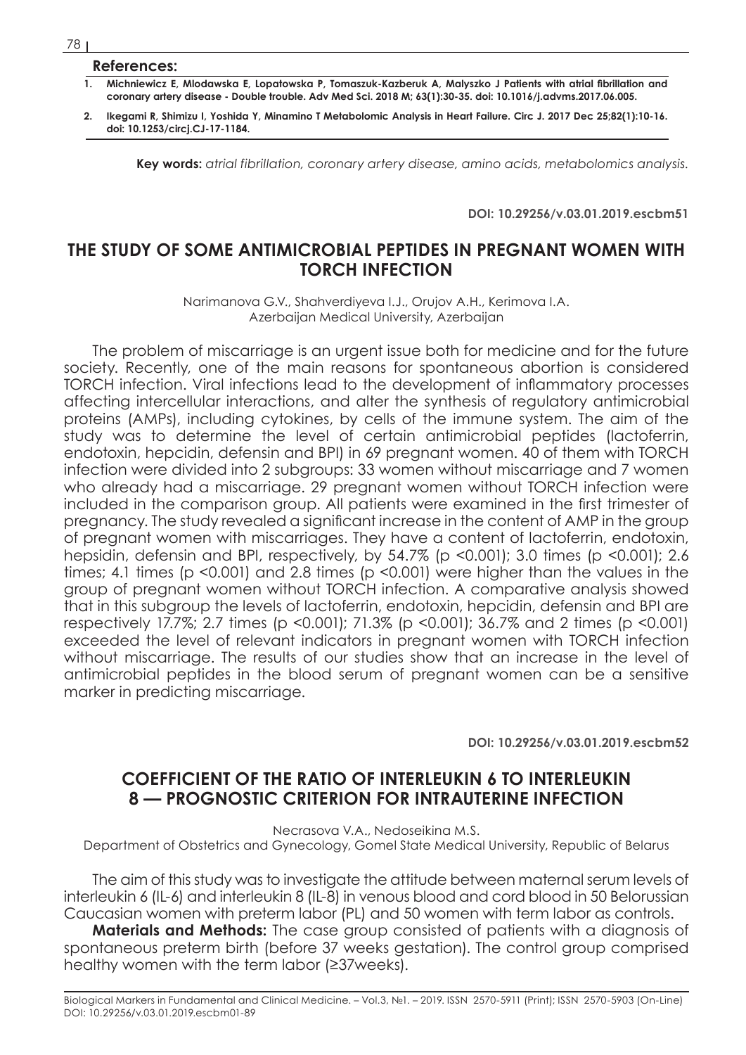**References:**

1. **Michniewicz E, Mlodawska E, Lopatowska P, Tomaszuk-Kazberuk A, Malyszko J Patients with atrial fibrillation and coronary artery disease - Double trouble. Adv Med Sci. 2018 M; 63(1):30-35. doi: 10.1016/j.advms.2017.06.005.**
2. **Ikegami R, Shimizu I, Yoshida Y, Minamino T Metabolomic Analysis in Heart Failure. Circ J. 2017 Dec 25;82(1):10-16. doi: 10.1253/circj.CJ-17-1184.**

**Key words:** *atrial fibrillation, coronary artery disease, amino acids, metabolomics analysis.*

**DOI: 10.29256/v.03.01.2019.escbm51**

## THE STUDY OF SOME ANTIMICROBIAL PEPTIDES IN PREGNANT WOMEN WITH TORCH INFECTION

Narimanova G.V., Shahverdiyeva I.J., Orujov A.H., Kerimova I.A.
Azerbaijan Medical University, Azerbaijan

The problem of miscarriage is an urgent issue both for medicine and for the future society. Recently, one of the main reasons for spontaneous abortion is considered TORCH infection. Viral infections lead to the development of inflammatory processes affecting intercellular interactions, and alter the synthesis of regulatory antimicrobial proteins (AMPs), including cytokines, by cells of the immune system. The aim of the study was to determine the level of certain antimicrobial peptides (lactoferrin, endotoxin, hepcidin, defensin and BPI) in 69 pregnant women. 40 of them with TORCH infection were divided into 2 subgroups: 33 women without miscarriage and 7 women who already had a miscarriage. 29 pregnant women without TORCH infection were included in the comparison group. All patients were examined in the first trimester of pregnancy. The study revealed a significant increase in the content of AMP in the group of pregnant women with miscarriages. They have a content of lactoferrin, endotoxin, hepsidin, defensin and BPI, respectively, by 54.7% ($p < 0.001$); 3.0 times ($p < 0.001$); 2.6 times; 4.1 times ($p < 0.001$) and 2.8 times ($p < 0.001$) were higher than the values in the group of pregnant women without TORCH infection. A comparative analysis showed that in this subgroup the levels of lactoferrin, endotoxin, hepcidin, defensin and BPI are respectively 17.7%; 2.7 times ($p < 0.001$); 71.3% ($p < 0.001$); 36.7% and 2 times ($p < 0.001$) exceeded the level of relevant indicators in pregnant women with TORCH infection without miscarriage. The results of our studies show that an increase in the level of antimicrobial peptides in the blood serum of pregnant women can be a sensitive marker in predicting miscarriage.

**DOI: 10.29256/v.03.01.2019.escbm52**

## COEFFICIENT OF THE RATIO OF INTERLEUKIN 6 TO INTERLEUKIN 8 — PROGNOSTIC CRITERION FOR INTRAUTERINE INFECTION

Necrasova V.A., Nedoseikina M.S.
Department of Obstetrics and Gynecology, Gomel State Medical University, Republic of Belarus

The aim of this study was to investigate the attitude between maternal serum levels of interleukin 6 (IL-6) and interleukin 8 (IL-8) in venous blood and cord blood in 50 Belorussian Caucasian women with preterm labor (PL) and 50 women with term labor as controls.

**Materials and Methods:** The case group consisted of patients with a diagnosis of spontaneous preterm birth (before 37 weeks gestation). The control group comprised healthy women with the term labor (≥37weeks).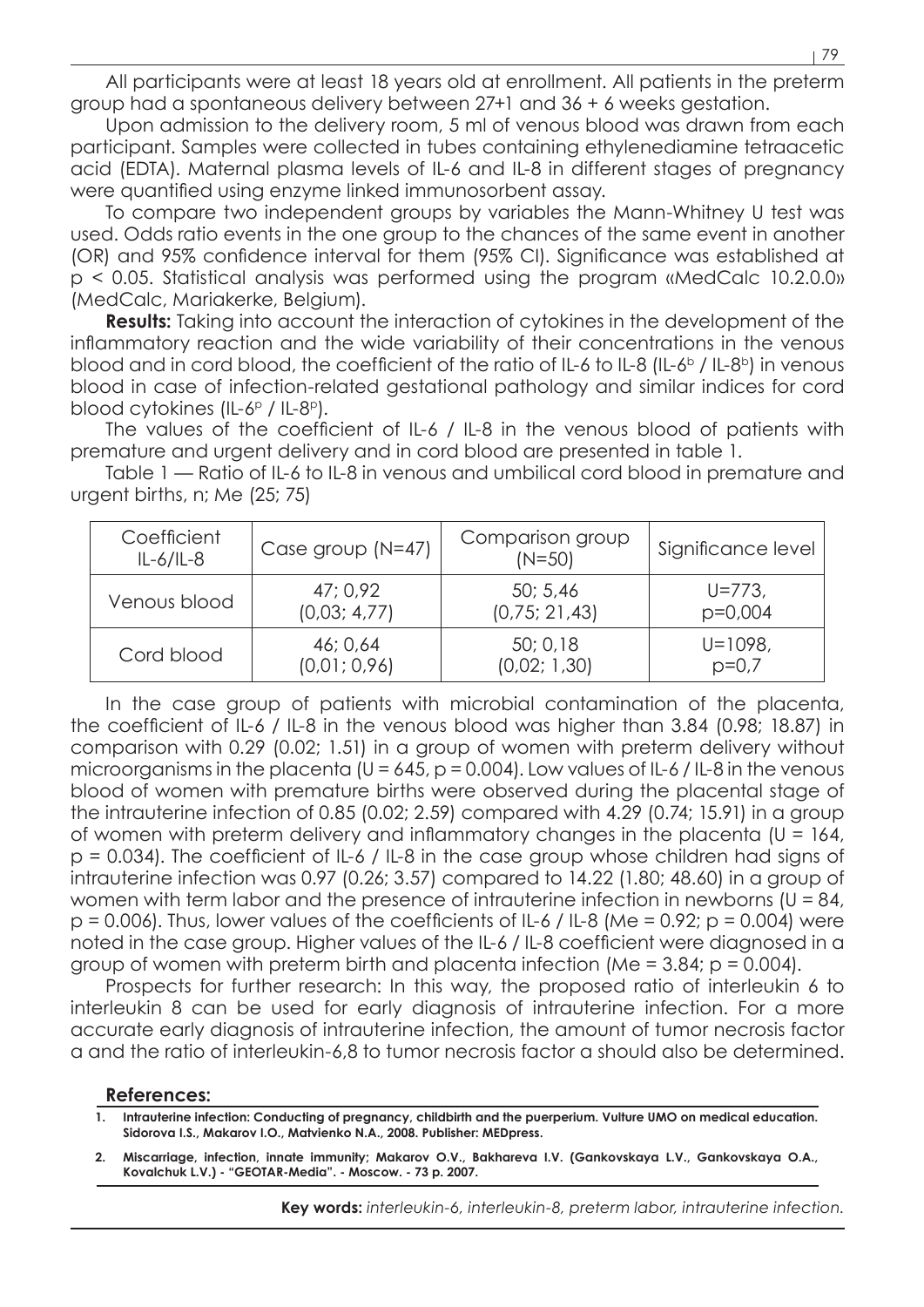All participants were at least 18 years old at enrollment. All patients in the preterm group had a spontaneous delivery between 27+1 and 36 + 6 weeks gestation.

Upon admission to the delivery room, 5 ml of venous blood was drawn from each participant. Samples were collected in tubes containing ethylenediamine tetraacetic acid (EDTA). Maternal plasma levels of IL-6 and IL-8 in different stages of pregnancy were quantified using enzyme linked immunosorbent assay.

To compare two independent groups by variables the Mann-Whitney U test was used. Odds ratio events in the one group to the chances of the same event in another (OR) and 95% confidence interval for them (95% CI). Significance was established at $p < 0.05$. Statistical analysis was performed using the program «MedCalc 10.2.0.0» (MedCalc, Mariakerke, Belgium).

**Results:** Taking into account the interaction of cytokines in the development of the inflammatory reaction and the wide variability of their concentrations in the venous blood and in cord blood, the coefficient of the ratio of IL-6 to IL-8 ($IL\text{-}6^{b}$ / $IL\text{-}8^{b}$) in venous blood in case of infection-related gestational pathology and similar indices for cord blood cytokines ($IL\text{-}6^{p}$ / $IL\text{-}8^{p}$).

The values of the coefficient of IL-6 / IL-8 in the venous blood of patients with premature and urgent delivery and in cord blood are presented in table 1.

Table 1 — Ratio of IL-6 to IL-8 in venous and umbilical cord blood in premature and urgent births, n; Me (25; 75)

| Coefficient IL-6/IL-8 | Case group (N=47) | Comparison group (N=50) | Significance level |
|---|---|---|---|
| Venous blood | 47; 0,92 (0,03; 4,77) | 50; 5,46 (0,75; 21,43) | U=773, p=0,004 |
| Cord blood | 46; 0,64 (0,01; 0,96) | 50; 0,18 (0,02; 1,30) | U=1098, p=0,7 |

In the case group of patients with microbial contamination of the placenta, the coefficient of IL-6 / IL-8 in the venous blood was higher than 3.84 (0.98; 18.87) in comparison with 0.29 (0.02; 1.51) in a group of women with preterm delivery without microorganisms in the placenta ($U = 645$, $p = 0.004$). Low values of IL-6 / IL-8 in the venous blood of women with premature births were observed during the placental stage of the intrauterine infection of 0.85 (0.02; 2.59) compared with 4.29 (0.74; 15.91) in a group of women with preterm delivery and inflammatory changes in the placenta ($U = 164$, $p = 0.034$). The coefficient of IL-6 / IL-8 in the case group whose children had signs of intrauterine infection was 0.97 (0.26; 3.57) compared to 14.22 (1.80; 48.60) in a group of women with term labor and the presence of intrauterine infection in newborns ($U = 84$, $p = 0.006$). Thus, lower values of the coefficients of IL-6 / IL-8 ($Me = 0.92$; $p = 0.004$) were noted in the case group. Higher values of the IL-6 / IL-8 coefficient were diagnosed in a group of women with preterm birth and placenta infection ($Me = 3.84$; $p = 0.004$).

Prospects for further research: In this way, the proposed ratio of interleukin 6 to interleukin 8 can be used for early diagnosis of intrauterine infection. For a more accurate early diagnosis of intrauterine infection, the amount of tumor necrosis factor α and the ratio of interleukin-6,8 to tumor necrosis factor α should also be determined.

## References:

1. **Intrauterine infection: Conducting of pregnancy, childbirth and the puerperium. Vulture UMO on medical education. Sidorova I.S., Makarov I.O., Matvienko N.A., 2008. Publisher: MEDpress.**
2. **Miscarriage, infection, innate immunity; Makarov O.V., Bakhareva I.V. (Gankovskaya L.V., Gankovskaya O.A., Kovalchuk L.V.) - "GEOTAR-Media". - Moscow. - 73 p. 2007.**

**Key words:** *interleukin-6, interleukin-8, preterm labor, intrauterine infection.*